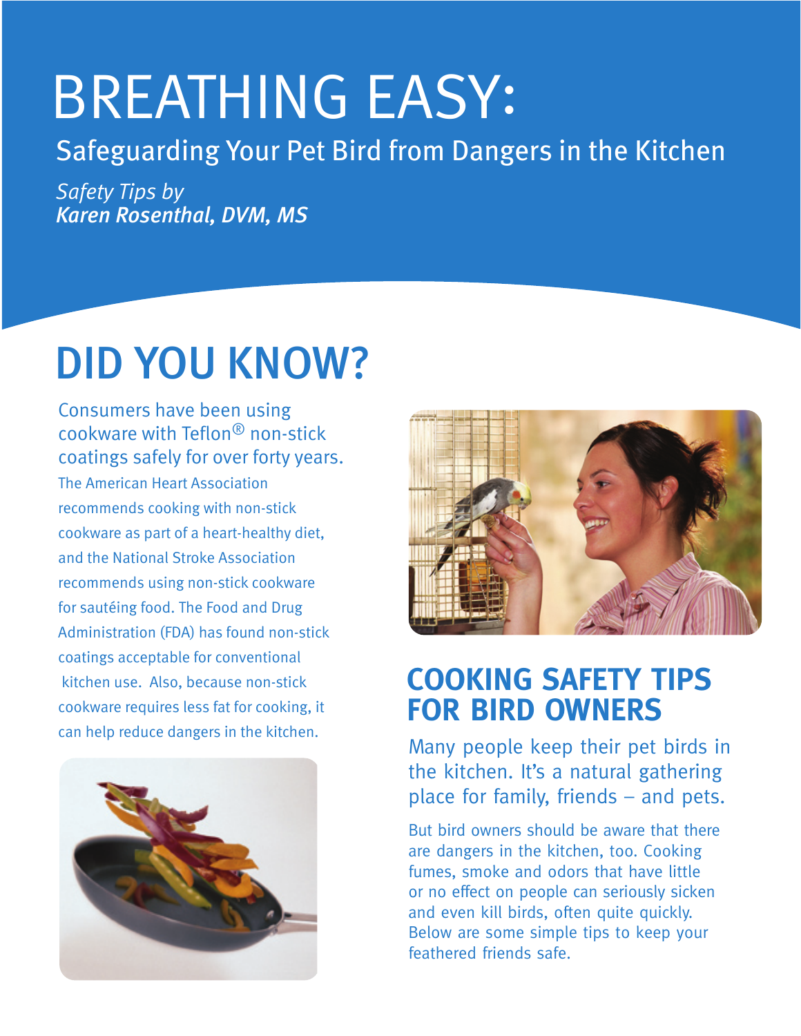# BREATHING EASY:

## Safeguarding Your Pet Bird from Dangers in the Kitchen

*Safety Tips by*
***Karen Rosenthal, DVM, MS***

## DID YOU KNOW?

Consumers have been using cookware with Teflon® non-stick coatings safely for over forty years.

The American Heart Association recommends cooking with non-stick cookware as part of a heart-healthy diet, and the National Stroke Association recommends using non-stick cookware for sautéing food. The Food and Drug Administration (FDA) has found non-stick coatings acceptable for conventional kitchen use. Also, because non-stick cookware requires less fat for cooking, it can help reduce dangers in the kitchen.

## COOKING SAFETY TIPS FOR BIRD OWNERS

Many people keep their pet birds in the kitchen. It's a natural gathering place for family, friends – and pets.

But bird owners should be aware that there are dangers in the kitchen, too. Cooking fumes, smoke and odors that have little or no effect on people can seriously sicken and even kill birds, often quite quickly. Below are some simple tips to keep your feathered friends safe.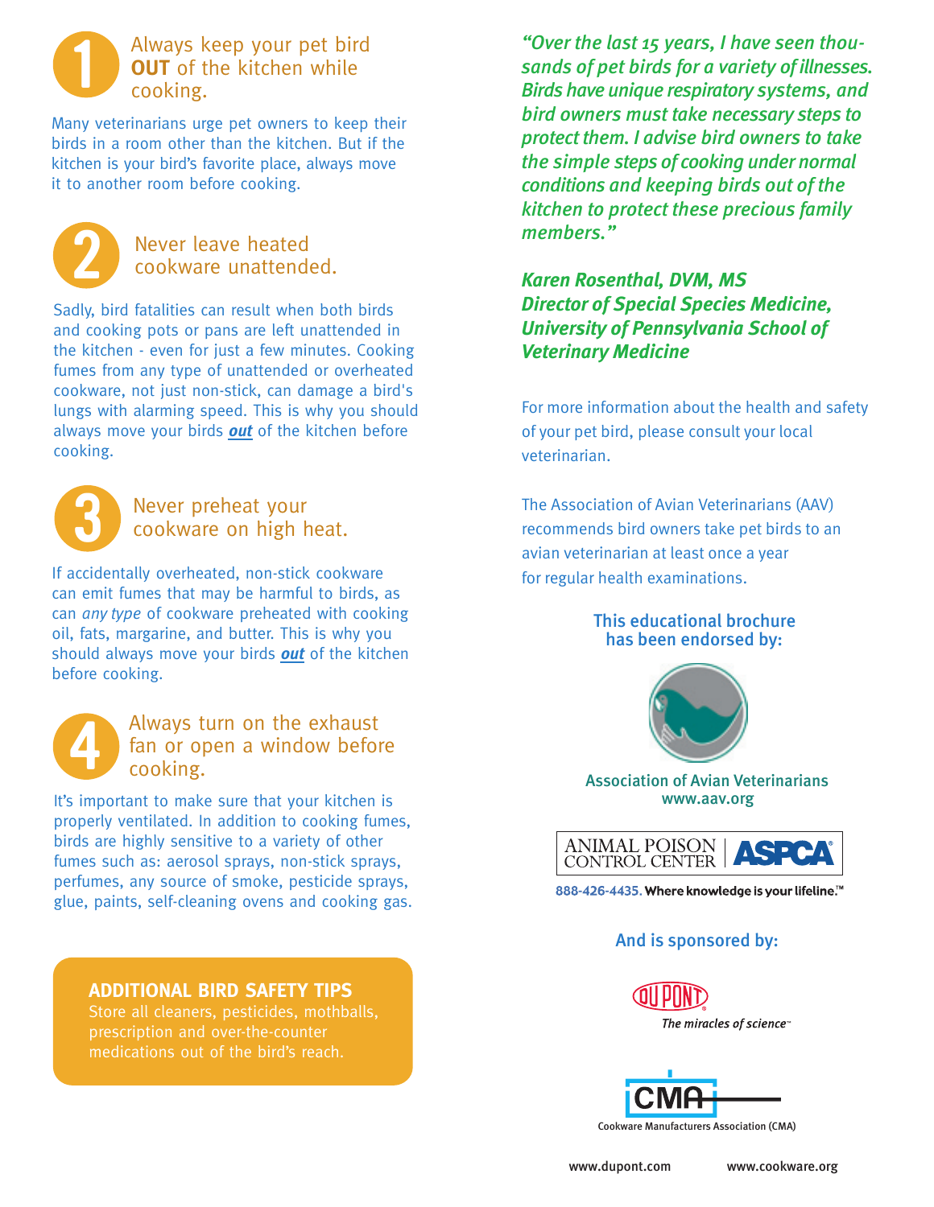## 1 Always keep your pet bird **OUT** of the kitchen while cooking.

Many veterinarians urge pet owners to keep their birds in a room other than the kitchen. But if the kitchen is your bird's favorite place, always move it to another room before cooking.

## 2 Never leave heated cookware unattended.

Sadly, bird fatalities can result when both birds and cooking pots or pans are left unattended in the kitchen - even for just a few minutes. Cooking fumes from any type of unattended or overheated cookware, not just non-stick, can damage a bird's lungs with alarming speed. This is why you should always move your birds ***out*** of the kitchen before cooking.

## 3 Never preheat your cookware on high heat.

If accidentally overheated, non-stick cookware can emit fumes that may be harmful to birds, as can *any type* of cookware preheated with cooking oil, fats, margarine, and butter. This is why you should always move your birds ***out*** of the kitchen before cooking.

## 4 Always turn on the exhaust fan or open a window before cooking.

It's important to make sure that your kitchen is properly ventilated. In addition to cooking fumes, birds are highly sensitive to a variety of other fumes such as: aerosol sprays, non-stick sprays, perfumes, any source of smoke, pesticide sprays, glue, paints, self-cleaning ovens and cooking gas.

### ADDITIONAL BIRD SAFETY TIPS

Store all cleaners, pesticides, mothballs, prescription and over-the-counter medications out of the bird's reach.

***"Over the last 15 years, I have seen thousands of pet birds for a variety of illnesses. Birds have unique respiratory systems, and bird owners must take necessary steps to protect them. I advise bird owners to take the simple steps of cooking under normal conditions and keeping birds out of the kitchen to protect these precious family members."***

***Karen Rosenthal, DVM, MS***
***Director of Special Species Medicine, University of Pennsylvania School of Veterinary Medicine***

For more information about the health and safety of your pet bird, please consult your local veterinarian.

The Association of Avian Veterinarians (AAV) recommends bird owners take pet birds to an avian veterinarian at least once a year for regular health examinations.

**This educational brochure has been endorsed by:**

Association of Avian Veterinarians
www.aav.org

ANIMAL POISON CONTROL CENTER | ASPCA
888-426-4435. Where knowledge is your lifeline.™

**And is sponsored by:**

DUPONT
The miracles of science™

CMA
Cookware Manufacturers Association (CMA)

www.dupont.com www.cookware.org